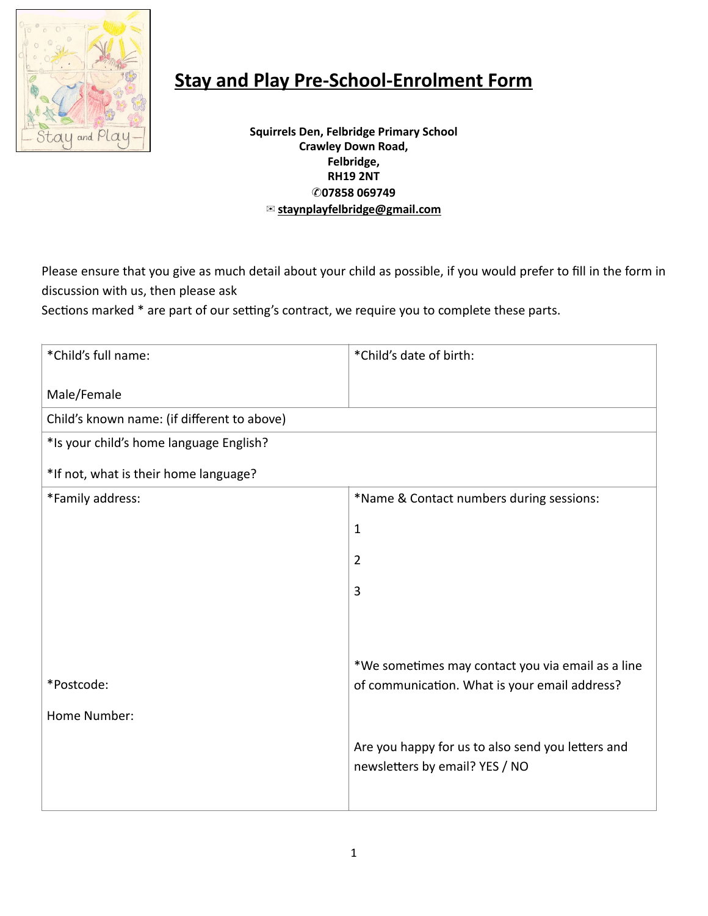# Stay and Play Pre-School-Enrolment Form

**Squirrels Den, Felbridge Primary School**
**Crawley Down Road,**
**Felbridge,**
**RH19 2NT**
**✆07858 069749**
**✉ staynplayfelbridge@gmail.com**

Please ensure that you give as much detail about your child as possible, if you would prefer to fill in the form in discussion with us, then please ask

Sections marked * are part of our setting's contract, we require you to complete these parts.

| *Child's full name:<br><br>Male/Female | *Child's date of birth: |
|---|---|
| Child's known name: (if different to above) | |
| *Is your child's home language English?<br><br>*If not, what is their home language? | |
| *Family address:<br><br><br><br><br><br>*Postcode:<br><br>Home Number: | *Name & Contact numbers during sessions:<br><br>1<br><br>2<br><br>3<br><br>*We sometimes may contact you via email as a line of communication. What is your email address?<br><br>Are you happy for us to also send you letters and newsletters by email? YES / NO |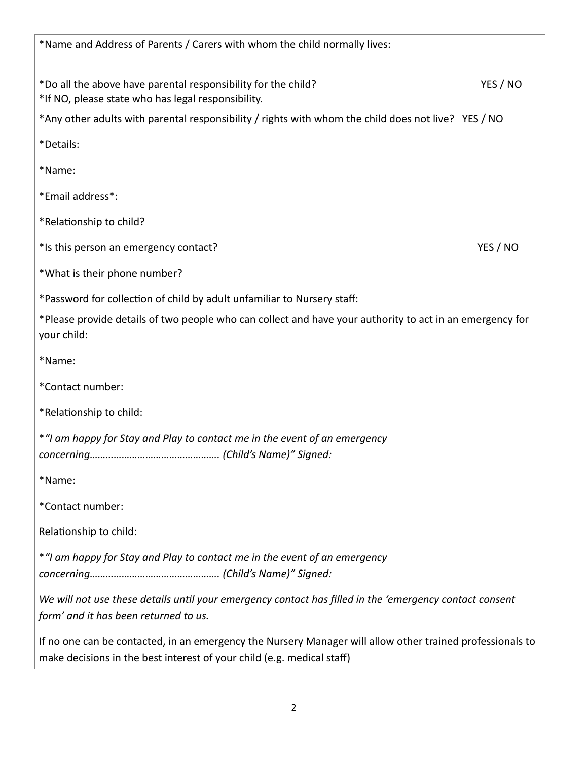*Name and Address of Parents / Carers with whom the child normally lives:

*Do all the above have parental responsibility for the child? YES / NO
*If NO, please state who has legal responsibility.

---

*Any other adults with parental responsibility / rights with whom the child does not live? YES / NO

*Details:

*Name:

*Email address*:

*Relationship to child?

*Is this person an emergency contact? YES / NO

*What is their phone number?

*Password for collection of child by adult unfamiliar to Nursery staff:

---

*Please provide details of two people who can collect and have your authority to act in an emergency for your child:

*Name:

*Contact number:

*Relationship to child:

**"I am happy for Stay and Play to contact me in the event of an emergency concerning…………………………………………. (Child's Name)" Signed:*

*Name:

*Contact number:

Relationship to child:

**"I am happy for Stay and Play to contact me in the event of an emergency concerning…………………………………………. (Child's Name)" Signed:*

*We will not use these details until your emergency contact has filled in the 'emergency contact consent form' and it has been returned to us.*

If no one can be contacted, in an emergency the Nursery Manager will allow other trained professionals to make decisions in the best interest of your child (e.g. medical staff)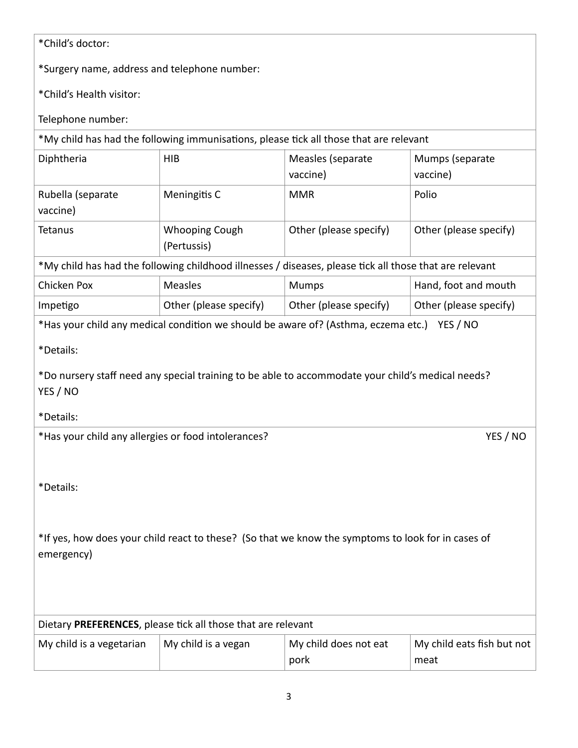*Child's doctor:

*Surgery name, address and telephone number:

*Child's Health visitor:

Telephone number:

*My child has had the following immunisations, please tick all those that are relevant

| | | | |
|---|---|---|---|
| Diphtheria | HIB | Measles (separate vaccine) | Mumps (separate vaccine) |
| Rubella (separate vaccine) | Meningitis C | MMR | Polio |
| Tetanus | Whooping Cough (Pertussis) | Other (please specify) | Other (please specify) |

*My child has had the following childhood illnesses / diseases, please tick all those that are relevant

| | | | |
|---|---|---|---|
| Chicken Pox | Measles | Mumps | Hand, foot and mouth |
| Impetigo | Other (please specify) | Other (please specify) | Other (please specify) |

*Has your child any medical condition we should be aware of? (Asthma, eczema etc.) YES / NO

*Details:

*Do nursery staff need any special training to be able to accommodate your child's medical needs? YES / NO

*Details:

*Has your child any allergies or food intolerances? YES / NO

*Details:

*If yes, how does your child react to these? (So that we know the symptoms to look for in cases of emergency)

Dietary **PREFERENCES**, please tick all those that are relevant

| | | | |
|---|---|---|---|
| My child is a vegetarian | My child is a vegan | My child does not eat pork | My child eats fish but not meat |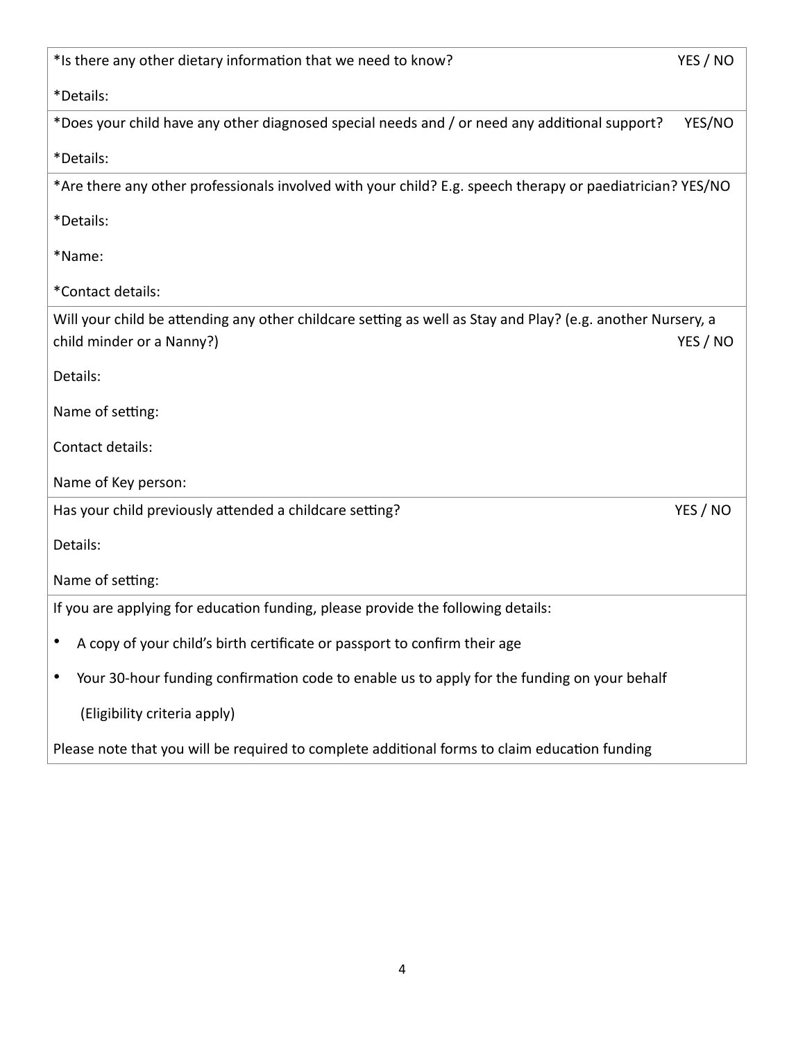*Is there any other dietary information that we need to know? YES / NO

*Details:

*Does your child have any other diagnosed special needs and / or need any additional support? YES/NO

*Details:

*Are there any other professionals involved with your child? E.g. speech therapy or paediatrician? YES/NO

*Details:

*Name:

*Contact details:

Will your child be attending any other childcare setting as well as Stay and Play? (e.g. another Nursery, a child minder or a Nanny?) YES / NO

Details:

Name of setting:

Contact details:

Name of Key person:

Has your child previously attended a childcare setting? YES / NO

Details:

Name of setting:

If you are applying for education funding, please provide the following details:

- A copy of your child's birth certificate or passport to confirm their age
- Your 30-hour funding confirmation code to enable us to apply for the funding on your behalf

  (Eligibility criteria apply)

Please note that you will be required to complete additional forms to claim education funding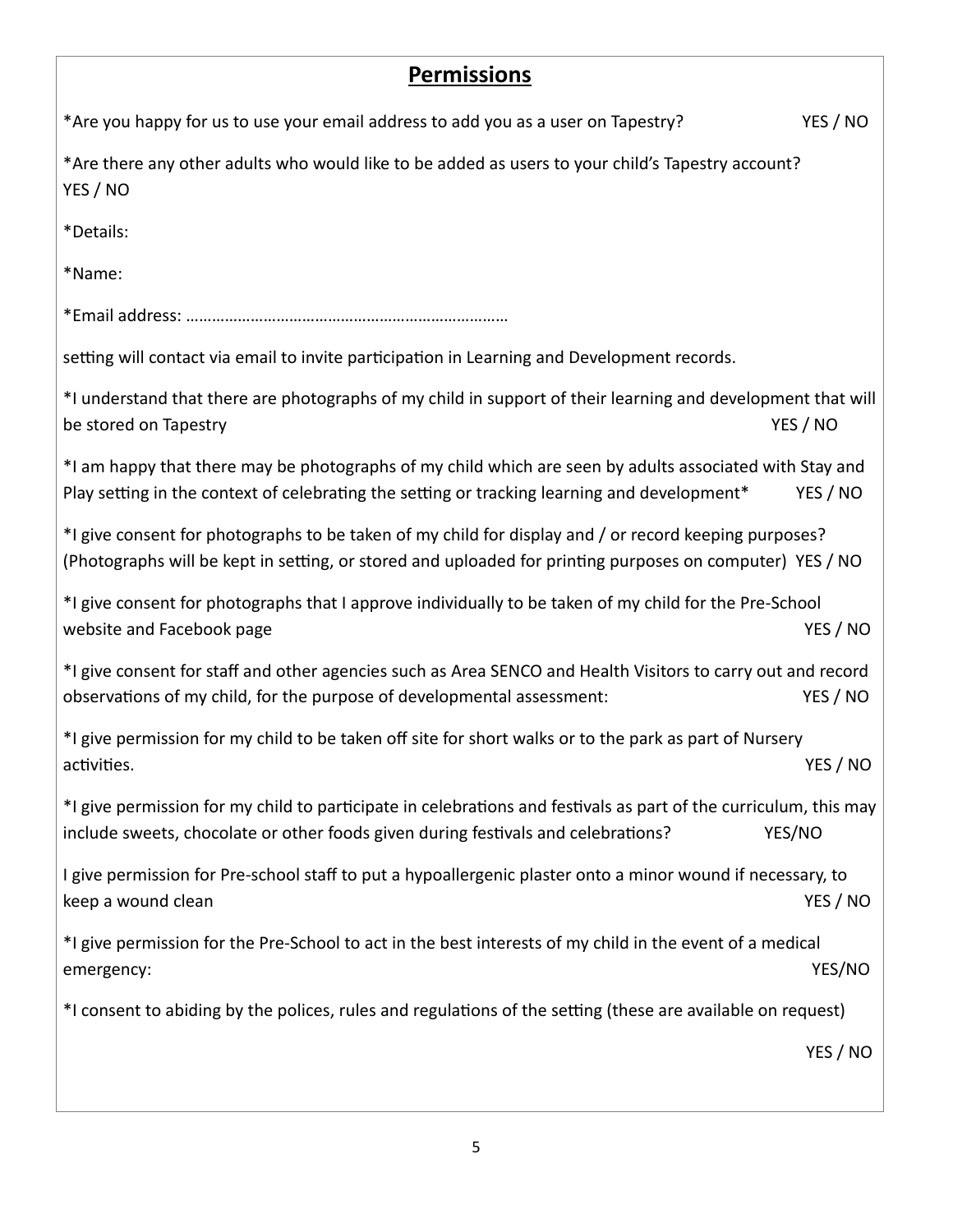## Permissions

*Are you happy for us to use your email address to add you as a user on Tapestry? YES / NO

*Are there any other adults who would like to be added as users to your child's Tapestry account? YES / NO

*Details:

*Name:

*Email address: ………………………………………………………………

setting will contact via email to invite participation in Learning and Development records.

*I understand that there are photographs of my child in support of their learning and development that will be stored on Tapestry YES / NO

*I am happy that there may be photographs of my child which are seen by adults associated with Stay and Play setting in the context of celebrating the setting or tracking learning and development* YES / NO

*I give consent for photographs to be taken of my child for display and / or record keeping purposes? (Photographs will be kept in setting, or stored and uploaded for printing purposes on computer) YES / NO

*I give consent for photographs that I approve individually to be taken of my child for the Pre-School website and Facebook page YES / NO

*I give consent for staff and other agencies such as Area SENCO and Health Visitors to carry out and record observations of my child, for the purpose of developmental assessment: YES / NO

*I give permission for my child to be taken off site for short walks or to the park as part of Nursery activities. YES / NO

*I give permission for my child to participate in celebrations and festivals as part of the curriculum, this may include sweets, chocolate or other foods given during festivals and celebrations? YES/NO

I give permission for Pre-school staff to put a hypoallergenic plaster onto a minor wound if necessary, to keep a wound clean YES / NO

*I give permission for the Pre-School to act in the best interests of my child in the event of a medical emergency: YES/NO

*I consent to abiding by the polices, rules and regulations of the setting (these are available on request)

YES / NO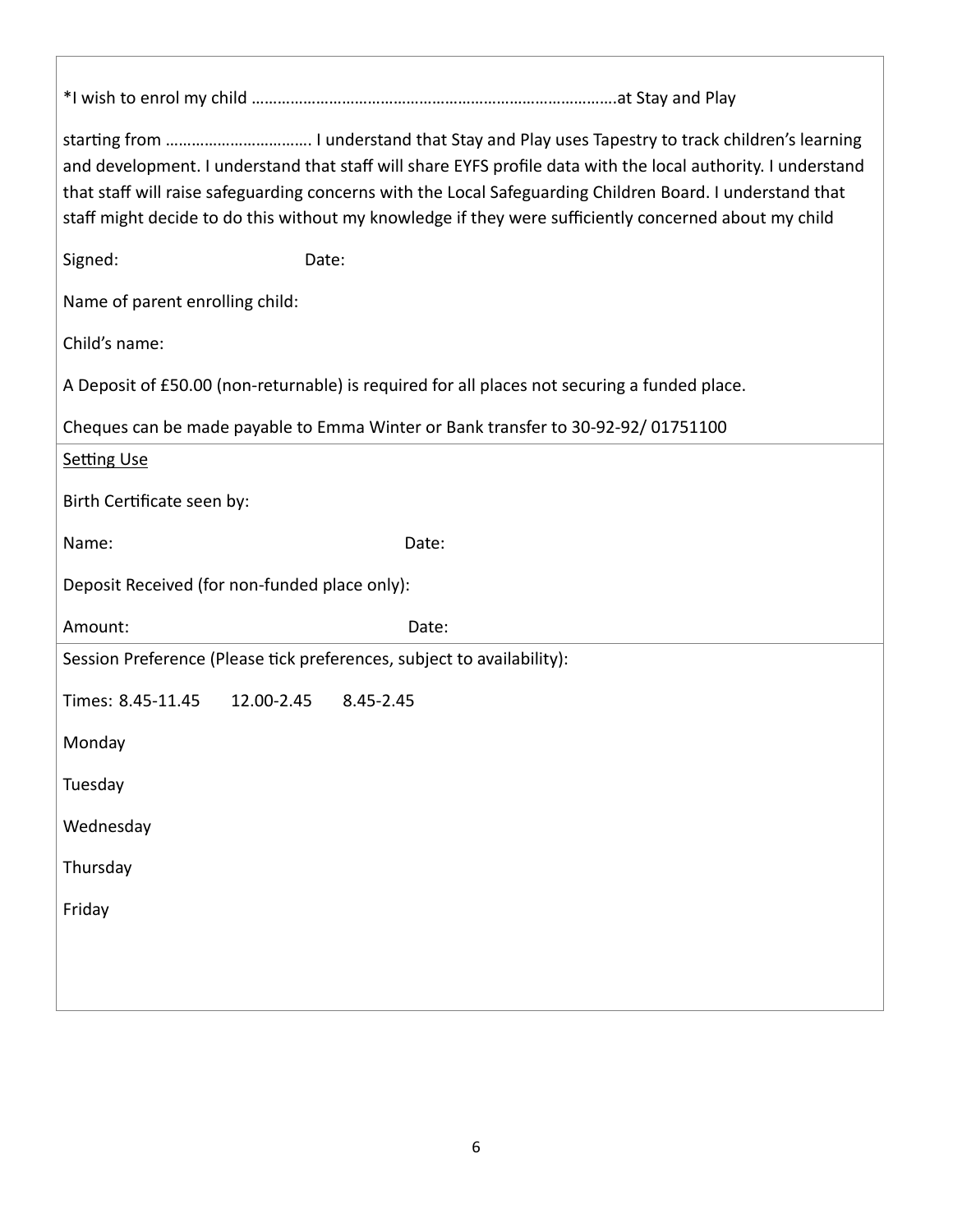*I wish to enrol my child ………………………………………………………………………….at Stay and Play

starting from ……………………………. I understand that Stay and Play uses Tapestry to track children's learning and development. I understand that staff will share EYFS profile data with the local authority. I understand that staff will raise safeguarding concerns with the Local Safeguarding Children Board. I understand that staff might decide to do this without my knowledge if they were sufficiently concerned about my child

Signed: Date:

Name of parent enrolling child:

Child's name:

A Deposit of £50.00 (non-returnable) is required for all places not securing a funded place.

Cheques can be made payable to Emma Winter or Bank transfer to 30-92-92/ 01751100

<u>Setting Use</u>

Birth Certificate seen by:

Name: Date:

Deposit Received (for non-funded place only):

Amount: Date:

Session Preference (Please tick preferences, subject to availability):

Times: 8.45-11.45 12.00-2.45 8.45-2.45

Monday

Tuesday

Wednesday

Thursday

Friday